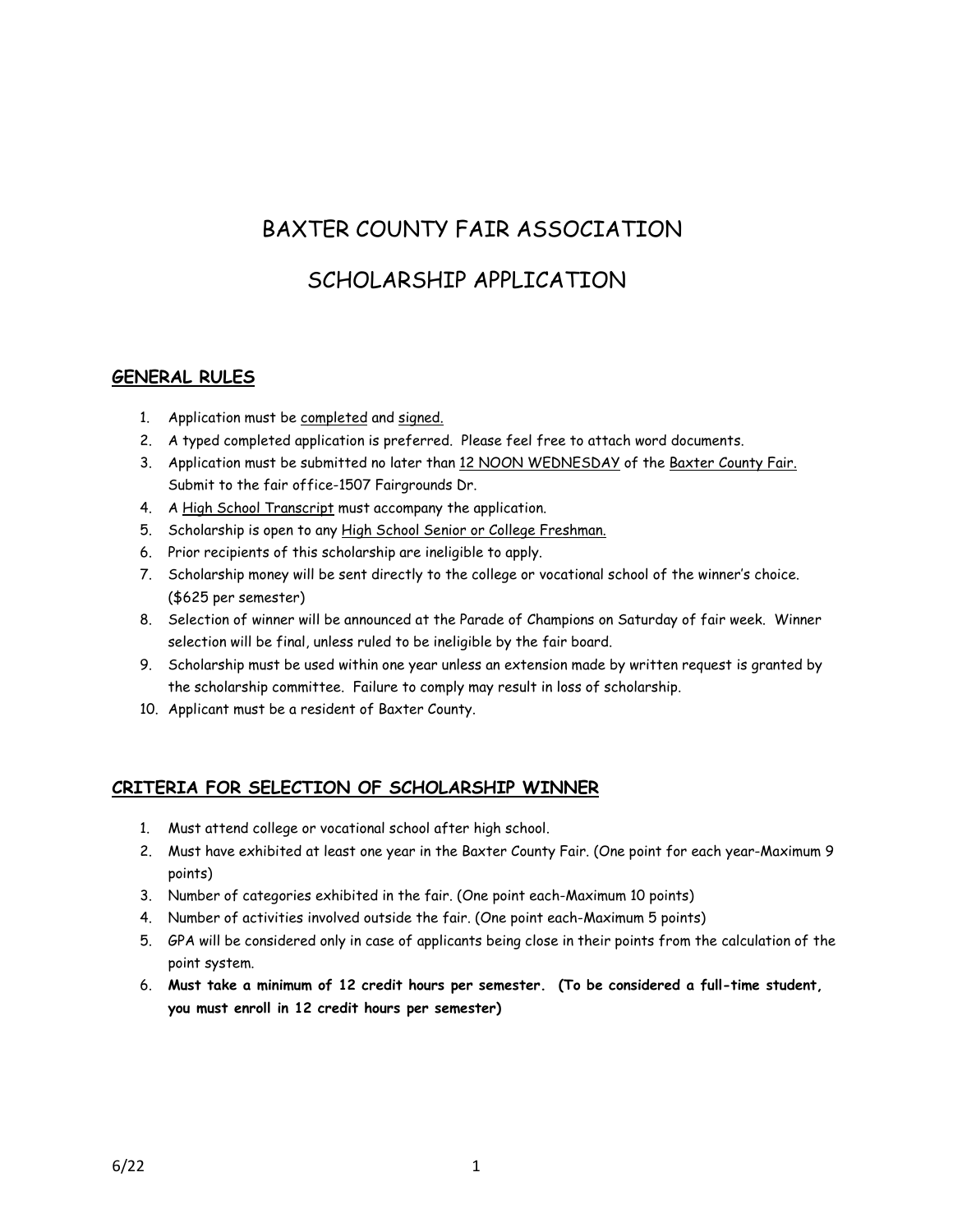# BAXTER COUNTY FAIR ASSOCIATION

# SCHOLARSHIP APPLICATION

## GENERAL RULES

1. Application must be completed and signed.
2. A typed completed application is preferred. Please feel free to attach word documents.
3. Application must be submitted no later than 12 NOON WEDNESDAY of the Baxter County Fair. Submit to the fair office-1507 Fairgrounds Dr.
4. A High School Transcript must accompany the application.
5. Scholarship is open to any High School Senior or College Freshman.
6. Prior recipients of this scholarship are ineligible to apply.
7. Scholarship money will be sent directly to the college or vocational school of the winner's choice. ($625 per semester)
8. Selection of winner will be announced at the Parade of Champions on Saturday of fair week. Winner selection will be final, unless ruled to be ineligible by the fair board.
9. Scholarship must be used within one year unless an extension made by written request is granted by the scholarship committee. Failure to comply may result in loss of scholarship.
10. Applicant must be a resident of Baxter County.

## CRITERIA FOR SELECTION OF SCHOLARSHIP WINNER

1. Must attend college or vocational school after high school.
2. Must have exhibited at least one year in the Baxter County Fair. (One point for each year-Maximum 9 points)
3. Number of categories exhibited in the fair. (One point each-Maximum 10 points)
4. Number of activities involved outside the fair. (One point each-Maximum 5 points)
5. GPA will be considered only in case of applicants being close in their points from the calculation of the point system.
6. **Must take a minimum of 12 credit hours per semester. (To be considered a full-time student, you must enroll in 12 credit hours per semester)**

6/22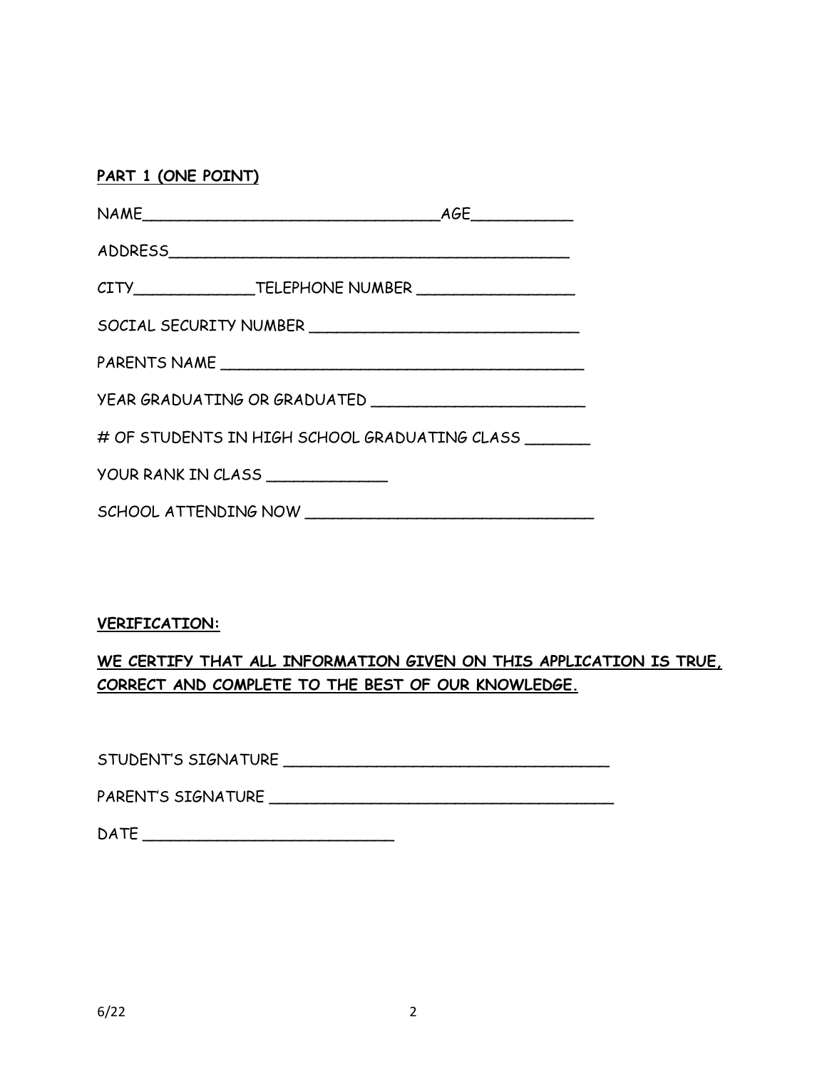**PART 1 (ONE POINT)**

NAME________________________________AGE___________

ADDRESS___________________________________________

CITY_____________TELEPHONE NUMBER _________________

SOCIAL SECURITY NUMBER ____________________________

PARENTS NAME _______________________________________

YEAR GRADUATING OR GRADUATED ______________________

# OF STUDENTS IN HIGH SCHOOL GRADUATING CLASS _______

YOUR RANK IN CLASS _____________

SCHOOL ATTENDING NOW ______________________________

**VERIFICATION:**

**WE CERTIFY THAT ALL INFORMATION GIVEN ON THIS APPLICATION IS TRUE, CORRECT AND COMPLETE TO THE BEST OF OUR KNOWLEDGE.**

STUDENT'S SIGNATURE ___________________________________

PARENT'S SIGNATURE ____________________________________

DATE ___________________________

6/22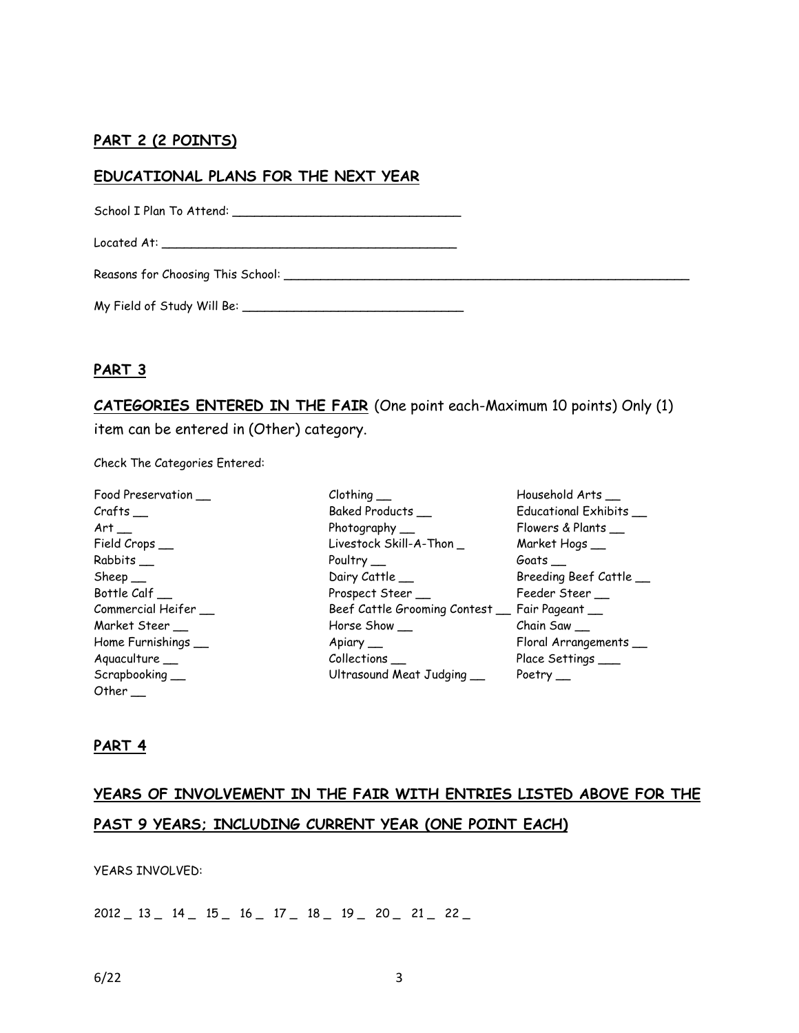## PART 2 (2 POINTS)

## EDUCATIONAL PLANS FOR THE NEXT YEAR

School I Plan To Attend: ______________________________

Located At: ________________________________________

Reasons for Choosing This School: ________________________________________________________

My Field of Study Will Be: ______________________________

## PART 3

**CATEGORIES ENTERED IN THE FAIR** (One point each-Maximum 10 points) Only (1) item can be entered in (Other) category.

Check The Categories Entered:

| | | |
|---|---|---|
| Food Preservation __ | Clothing __ | Household Arts __ |
| Crafts __ | Baked Products __ | Educational Exhibits __ |
| Art __ | Photography __ | Flowers & Plants __ |
| Field Crops __ | Livestock Skill-A-Thon _ | Market Hogs __ |
| Rabbits __ | Poultry __ | Goats __ |
| Sheep __ | Dairy Cattle __ | Breeding Beef Cattle __ |
| Bottle Calf __ | Prospect Steer __ | Feeder Steer __ |
| Commercial Heifer __ | Beef Cattle Grooming Contest __ | Fair Pageant __ |
| Market Steer __ | Horse Show __ | Chain Saw __ |
| Home Furnishings __ | Apiary __ | Floral Arrangements __ |
| Aquaculture __ | Collections __ | Place Settings ___ |
| Scrapbooking __ | Ultrasound Meat Judging __ | Poetry __ |
| Other __ | | |

## PART 4

## YEARS OF INVOLVEMENT IN THE FAIR WITH ENTRIES LISTED ABOVE FOR THE PAST 9 YEARS; INCLUDING CURRENT YEAR (ONE POINT EACH)

YEARS INVOLVED:

2012 _ 13 _ 14 _ 15 _ 16 _ 17 _ 18 _ 19 _ 20 _ 21 _ 22 _

6/22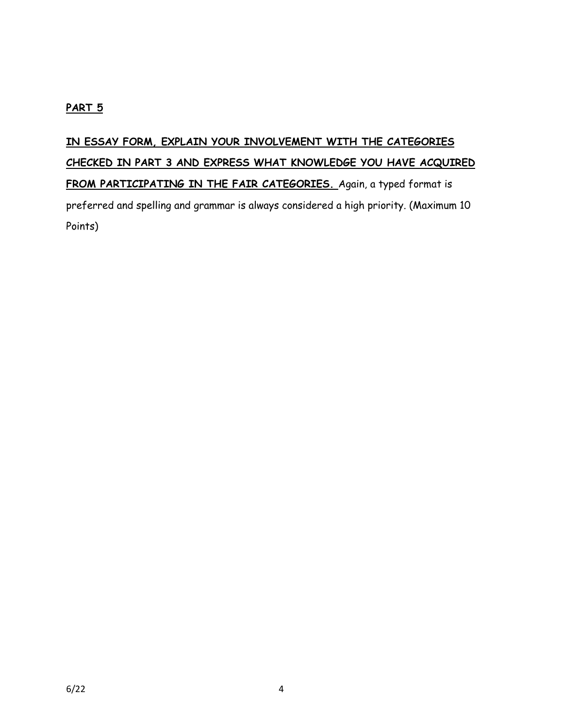**PART 5**

**IN ESSAY FORM, EXPLAIN YOUR INVOLVEMENT WITH THE CATEGORIES CHECKED IN PART 3 AND EXPRESS WHAT KNOWLEDGE YOU HAVE ACQUIRED FROM PARTICIPATING IN THE FAIR CATEGORIES.** Again, a typed format is preferred and spelling and grammar is always considered a high priority. (Maximum 10 Points)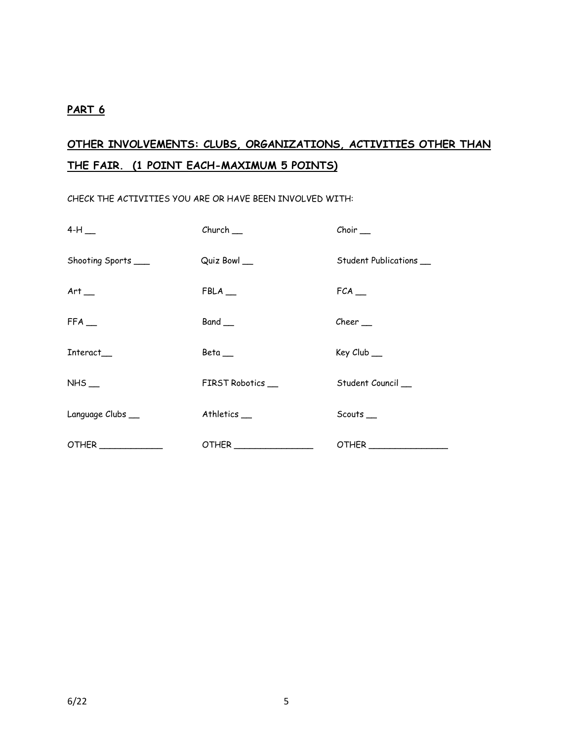**PART 6**

**OTHER INVOLVEMENTS: CLUBS, ORGANIZATIONS, ACTIVITIES OTHER THAN THE FAIR. (1 POINT EACH-MAXIMUM 5 POINTS)**

CHECK THE ACTIVITIES YOU ARE OR HAVE BEEN INVOLVED WITH:

| | | |
|---|---|---|
| 4-H __ | Church __ | Choir __ |
| Shooting Sports ___ | Quiz Bowl __ | Student Publications __ |
| Art __ | FBLA __ | FCA __ |
| FFA __ | Band __ | Cheer __ |
| Interact__ | Beta __ | Key Club __ |
| NHS __ | FIRST Robotics __ | Student Council __ |
| Language Clubs __ | Athletics __ | Scouts __ |
| OTHER ____________ | OTHER _______________ | OTHER _______________ |

6/22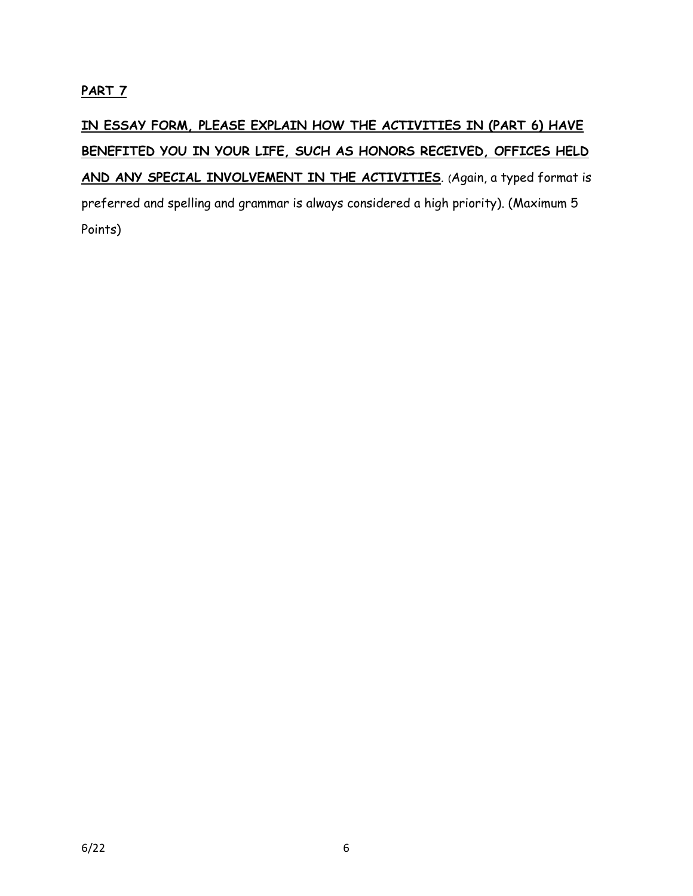## **PART 7**

**IN ESSAY FORM, PLEASE EXPLAIN HOW THE ACTIVITIES IN (PART 6) HAVE BENEFITED YOU IN YOUR LIFE, SUCH AS HONORS RECEIVED, OFFICES HELD AND ANY SPECIAL INVOLVEMENT IN THE ACTIVITIES**. (Again, a typed format is preferred and spelling and grammar is always considered a high priority). (Maximum 5 Points)